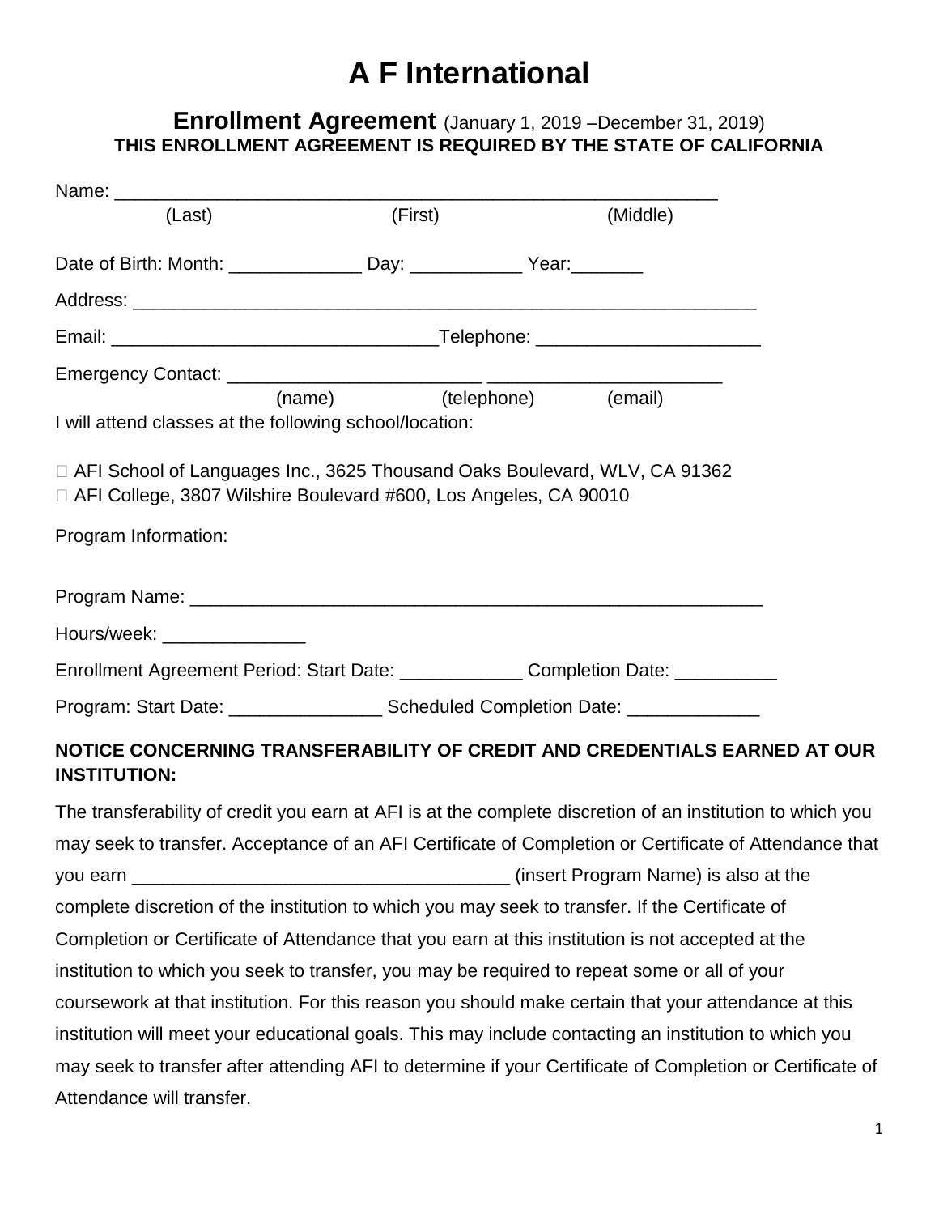# A F International

## Enrollment Agreement (January 1, 2019 –December 31, 2019)

**THIS ENROLLMENT AGREEMENT IS REQUIRED BY THE STATE OF CALIFORNIA**

Name: ___________________________________________________________

(Last) (First) (Middle)

Date of Birth: Month: _____________ Day: ___________ Year:_______

Address: _______________________________________________________________

Email: ________________________________Telephone: ______________________

Emergency Contact: _________________________ _______________________

(name) (telephone) (email)

I will attend classes at the following school/location:

☐ AFI School of Languages Inc., 3625 Thousand Oaks Boulevard, WLV, CA 91362

☐ AFI College, 3807 Wilshire Boulevard #600, Los Angeles, CA 90010

Program Information:

Program Name: ___________________________________________________________

Hours/week: ______________

Enrollment Agreement Period: Start Date: ____________ Completion Date: __________

Program: Start Date: _______________ Scheduled Completion Date: _____________

**NOTICE CONCERNING TRANSFERABILITY OF CREDIT AND CREDENTIALS EARNED AT OUR INSTITUTION:**

The transferability of credit you earn at AFI is at the complete discretion of an institution to which you may seek to transfer. Acceptance of an AFI Certificate of Completion or Certificate of Attendance that you earn _____________________________________ (insert Program Name) is also at the complete discretion of the institution to which you may seek to transfer. If the Certificate of Completion or Certificate of Attendance that you earn at this institution is not accepted at the institution to which you seek to transfer, you may be required to repeat some or all of your coursework at that institution. For this reason you should make certain that your attendance at this institution will meet your educational goals. This may include contacting an institution to which you may seek to transfer after attending AFI to determine if your Certificate of Completion or Certificate of Attendance will transfer.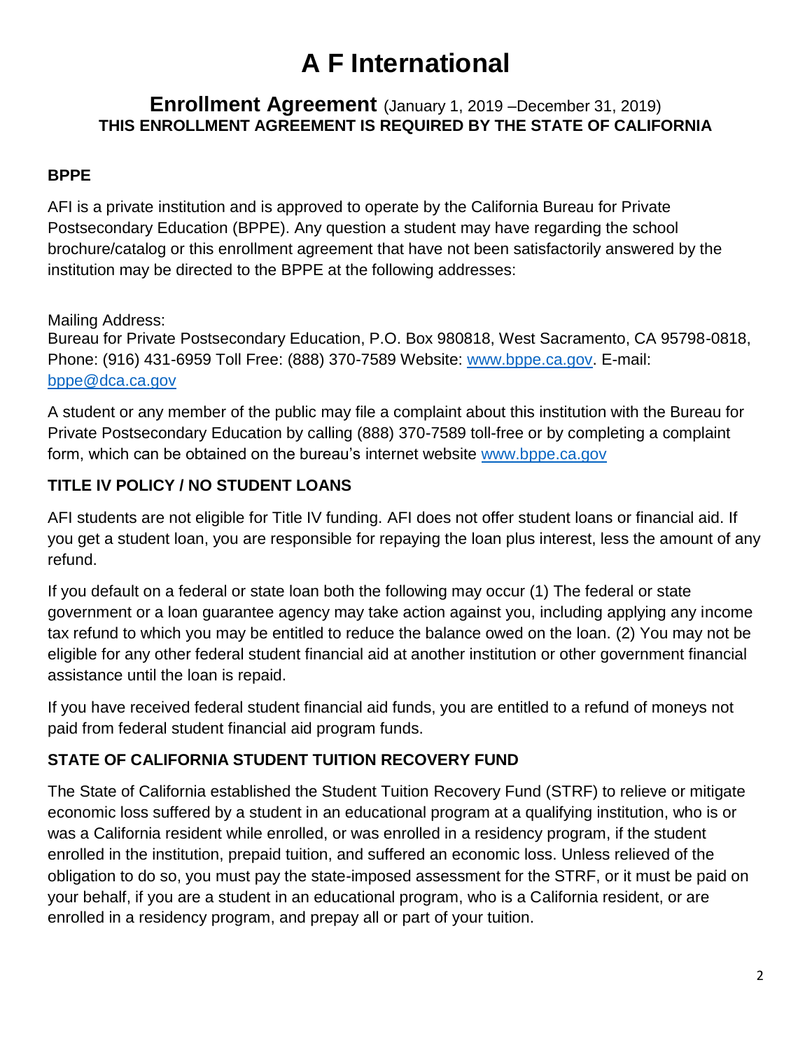# A F International

## Enrollment Agreement (January 1, 2019 –December 31, 2019)

**THIS ENROLLMENT AGREEMENT IS REQUIRED BY THE STATE OF CALIFORNIA**

### BPPE

AFI is a private institution and is approved to operate by the California Bureau for Private Postsecondary Education (BPPE). Any question a student may have regarding the school brochure/catalog or this enrollment agreement that have not been satisfactorily answered by the institution may be directed to the BPPE at the following addresses:

Mailing Address:
Bureau for Private Postsecondary Education, P.O. Box 980818, West Sacramento, CA 95798-0818, Phone: (916) 431-6959 Toll Free: (888) 370-7589 Website: www.bppe.ca.gov. E-mail: bppe@dca.ca.gov

A student or any member of the public may file a complaint about this institution with the Bureau for Private Postsecondary Education by calling (888) 370-7589 toll-free or by completing a complaint form, which can be obtained on the bureau's internet website www.bppe.ca.gov

### TITLE IV POLICY / NO STUDENT LOANS

AFI students are not eligible for Title IV funding. AFI does not offer student loans or financial aid. If you get a student loan, you are responsible for repaying the loan plus interest, less the amount of any refund.

If you default on a federal or state loan both the following may occur (1) The federal or state government or a loan guarantee agency may take action against you, including applying any income tax refund to which you may be entitled to reduce the balance owed on the loan. (2) You may not be eligible for any other federal student financial aid at another institution or other government financial assistance until the loan is repaid.

If you have received federal student financial aid funds, you are entitled to a refund of moneys not paid from federal student financial aid program funds.

### STATE OF CALIFORNIA STUDENT TUITION RECOVERY FUND

The State of California established the Student Tuition Recovery Fund (STRF) to relieve or mitigate economic loss suffered by a student in an educational program at a qualifying institution, who is or was a California resident while enrolled, or was enrolled in a residency program, if the student enrolled in the institution, prepaid tuition, and suffered an economic loss. Unless relieved of the obligation to do so, you must pay the state-imposed assessment for the STRF, or it must be paid on your behalf, if you are a student in an educational program, who is a California resident, or are enrolled in a residency program, and prepay all or part of your tuition.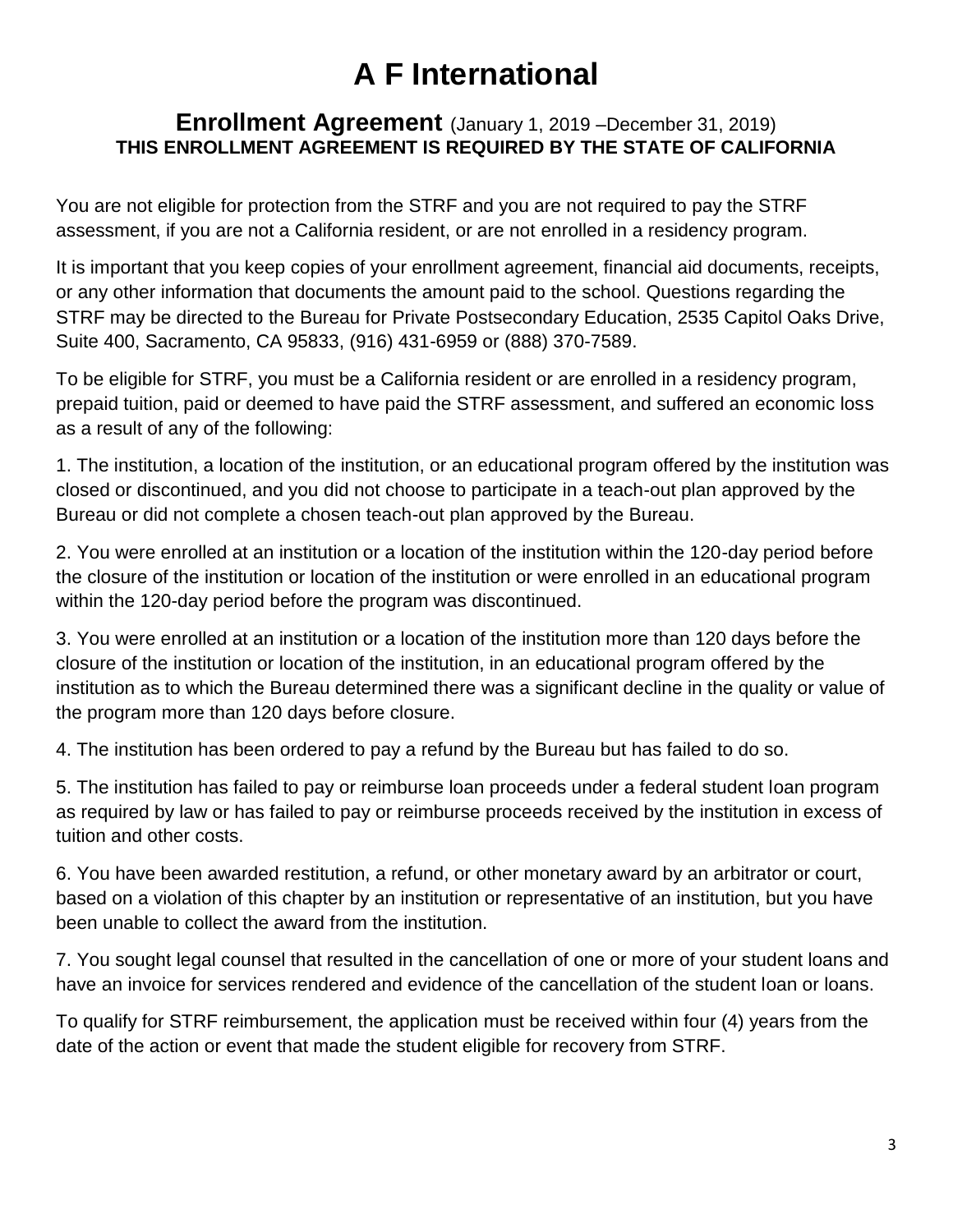# A F International

## **Enrollment Agreement** (January 1, 2019 –December 31, 2019)

**THIS ENROLLMENT AGREEMENT IS REQUIRED BY THE STATE OF CALIFORNIA**

You are not eligible for protection from the STRF and you are not required to pay the STRF assessment, if you are not a California resident, or are not enrolled in a residency program.

It is important that you keep copies of your enrollment agreement, financial aid documents, receipts, or any other information that documents the amount paid to the school. Questions regarding the STRF may be directed to the Bureau for Private Postsecondary Education, 2535 Capitol Oaks Drive, Suite 400, Sacramento, CA 95833, (916) 431-6959 or (888) 370-7589.

To be eligible for STRF, you must be a California resident or are enrolled in a residency program, prepaid tuition, paid or deemed to have paid the STRF assessment, and suffered an economic loss as a result of any of the following:

1. The institution, a location of the institution, or an educational program offered by the institution was closed or discontinued, and you did not choose to participate in a teach-out plan approved by the Bureau or did not complete a chosen teach-out plan approved by the Bureau.

2. You were enrolled at an institution or a location of the institution within the 120-day period before the closure of the institution or location of the institution or were enrolled in an educational program within the 120-day period before the program was discontinued.

3. You were enrolled at an institution or a location of the institution more than 120 days before the closure of the institution or location of the institution, in an educational program offered by the institution as to which the Bureau determined there was a significant decline in the quality or value of the program more than 120 days before closure.

4. The institution has been ordered to pay a refund by the Bureau but has failed to do so.

5. The institution has failed to pay or reimburse loan proceeds under a federal student loan program as required by law or has failed to pay or reimburse proceeds received by the institution in excess of tuition and other costs.

6. You have been awarded restitution, a refund, or other monetary award by an arbitrator or court, based on a violation of this chapter by an institution or representative of an institution, but you have been unable to collect the award from the institution.

7. You sought legal counsel that resulted in the cancellation of one or more of your student loans and have an invoice for services rendered and evidence of the cancellation of the student loan or loans.

To qualify for STRF reimbursement, the application must be received within four (4) years from the date of the action or event that made the student eligible for recovery from STRF.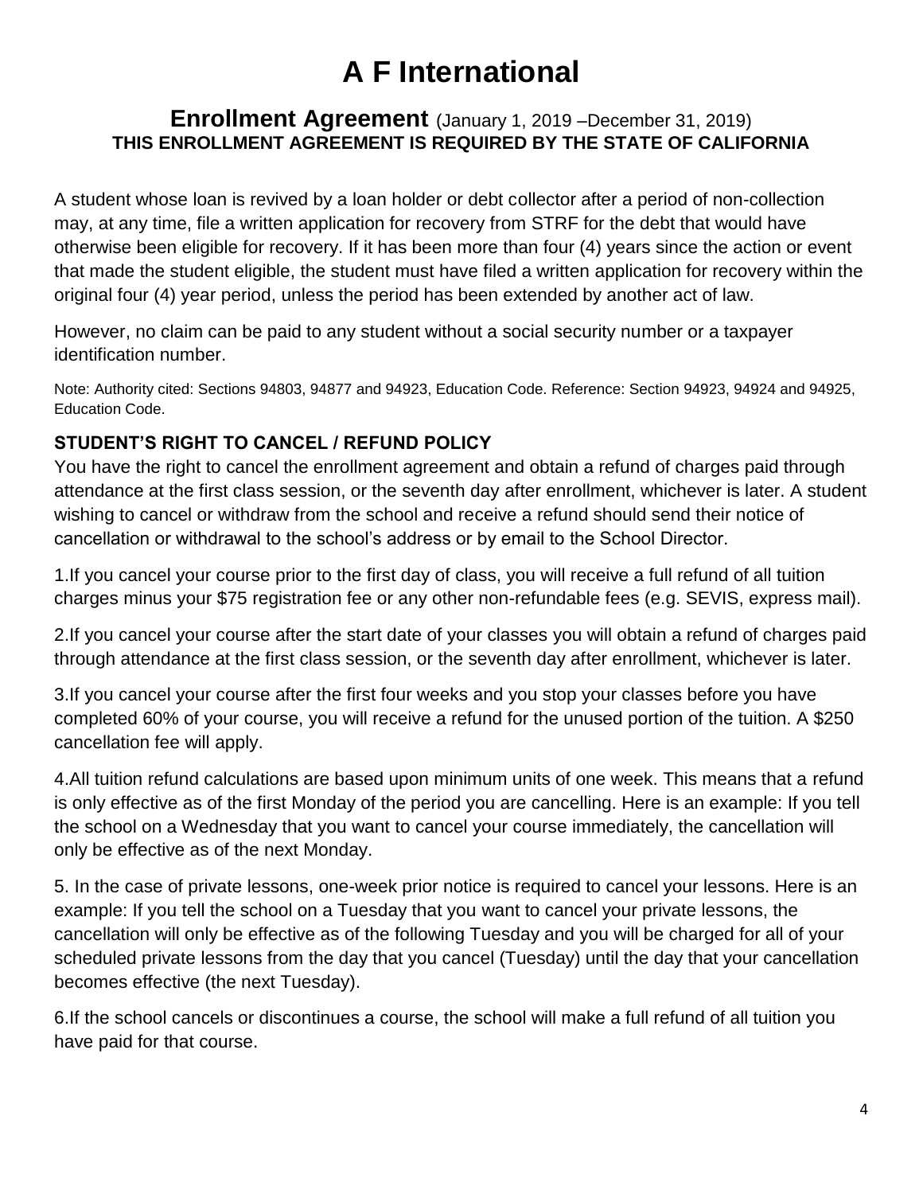# A F International

## Enrollment Agreement (January 1, 2019 –December 31, 2019)

**THIS ENROLLMENT AGREEMENT IS REQUIRED BY THE STATE OF CALIFORNIA**

A student whose loan is revived by a loan holder or debt collector after a period of non-collection may, at any time, file a written application for recovery from STRF for the debt that would have otherwise been eligible for recovery. If it has been more than four (4) years since the action or event that made the student eligible, the student must have filed a written application for recovery within the original four (4) year period, unless the period has been extended by another act of law.

However, no claim can be paid to any student without a social security number or a taxpayer identification number.

Note: Authority cited: Sections 94803, 94877 and 94923, Education Code. Reference: Section 94923, 94924 and 94925, Education Code.

### STUDENT'S RIGHT TO CANCEL / REFUND POLICY

You have the right to cancel the enrollment agreement and obtain a refund of charges paid through attendance at the first class session, or the seventh day after enrollment, whichever is later. A student wishing to cancel or withdraw from the school and receive a refund should send their notice of cancellation or withdrawal to the school's address or by email to the School Director.

1.If you cancel your course prior to the first day of class, you will receive a full refund of all tuition charges minus your $75 registration fee or any other non-refundable fees (e.g. SEVIS, express mail).

2.If you cancel your course after the start date of your classes you will obtain a refund of charges paid through attendance at the first class session, or the seventh day after enrollment, whichever is later.

3.If you cancel your course after the first four weeks and you stop your classes before you have completed 60% of your course, you will receive a refund for the unused portion of the tuition. A $250 cancellation fee will apply.

4.All tuition refund calculations are based upon minimum units of one week. This means that a refund is only effective as of the first Monday of the period you are cancelling. Here is an example: If you tell the school on a Wednesday that you want to cancel your course immediately, the cancellation will only be effective as of the next Monday.

5. In the case of private lessons, one-week prior notice is required to cancel your lessons. Here is an example: If you tell the school on a Tuesday that you want to cancel your private lessons, the cancellation will only be effective as of the following Tuesday and you will be charged for all of your scheduled private lessons from the day that you cancel (Tuesday) until the day that your cancellation becomes effective (the next Tuesday).

6.If the school cancels or discontinues a course, the school will make a full refund of all tuition you have paid for that course.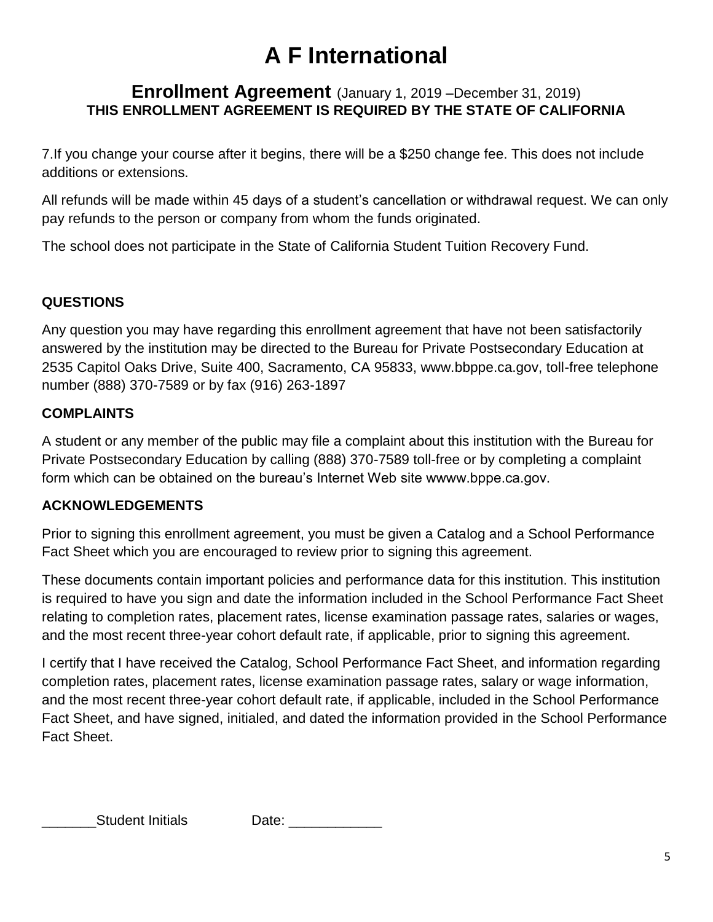# A F International

## Enrollment Agreement (January 1, 2019 –December 31, 2019)

**THIS ENROLLMENT AGREEMENT IS REQUIRED BY THE STATE OF CALIFORNIA**

7.If you change your course after it begins, there will be a $250 change fee. This does not include additions or extensions.

All refunds will be made within 45 days of a student's cancellation or withdrawal request. We can only pay refunds to the person or company from whom the funds originated.

The school does not participate in the State of California Student Tuition Recovery Fund.

**QUESTIONS**

Any question you may have regarding this enrollment agreement that have not been satisfactorily answered by the institution may be directed to the Bureau for Private Postsecondary Education at 2535 Capitol Oaks Drive, Suite 400, Sacramento, CA 95833, www.bbppe.ca.gov, toll-free telephone number (888) 370-7589 or by fax (916) 263-1897

**COMPLAINTS**

A student or any member of the public may file a complaint about this institution with the Bureau for Private Postsecondary Education by calling (888) 370-7589 toll-free or by completing a complaint form which can be obtained on the bureau's Internet Web site wwww.bppe.ca.gov.

**ACKNOWLEDGEMENTS**

Prior to signing this enrollment agreement, you must be given a Catalog and a School Performance Fact Sheet which you are encouraged to review prior to signing this agreement.

These documents contain important policies and performance data for this institution. This institution is required to have you sign and date the information included in the School Performance Fact Sheet relating to completion rates, placement rates, license examination passage rates, salaries or wages, and the most recent three-year cohort default rate, if applicable, prior to signing this agreement.

I certify that I have received the Catalog, School Performance Fact Sheet, and information regarding completion rates, placement rates, license examination passage rates, salary or wage information, and the most recent three-year cohort default rate, if applicable, included in the School Performance Fact Sheet, and have signed, initialed, and dated the information provided in the School Performance Fact Sheet.

_______Student Initials Date: ____________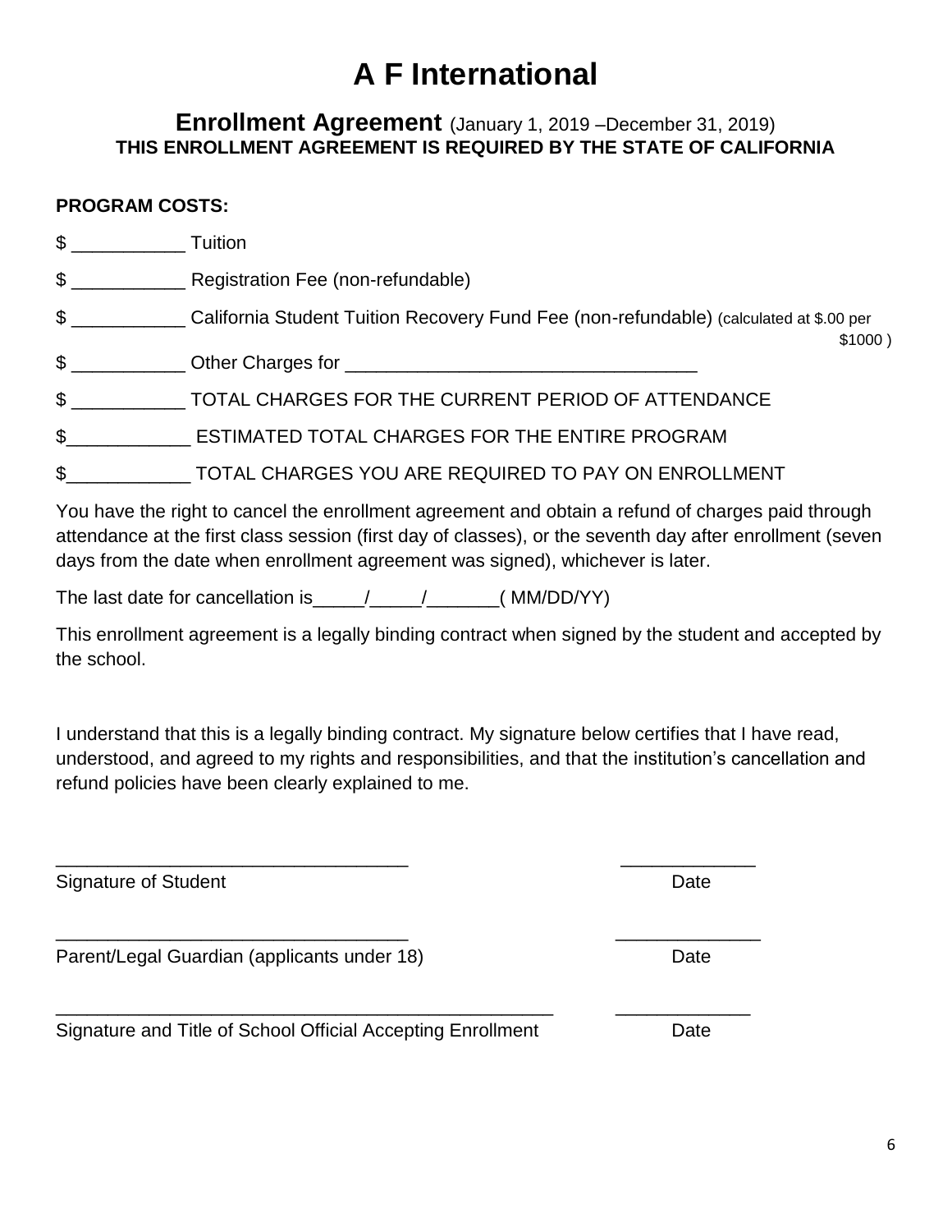# A F International

## Enrollment Agreement (January 1, 2019 –December 31, 2019)

**THIS ENROLLMENT AGREEMENT IS REQUIRED BY THE STATE OF CALIFORNIA**

**PROGRAM COSTS:**

$ ___________ Tuition

$ ___________ Registration Fee (non-refundable)

$ ___________ California Student Tuition Recovery Fund Fee (non-refundable) (calculated at $.00 per $1000 )

$ ___________ Other Charges for _________________________________

$ ___________ TOTAL CHARGES FOR THE CURRENT PERIOD OF ATTENDANCE

$____________ ESTIMATED TOTAL CHARGES FOR THE ENTIRE PROGRAM

$____________ TOTAL CHARGES YOU ARE REQUIRED TO PAY ON ENROLLMENT

You have the right to cancel the enrollment agreement and obtain a refund of charges paid through attendance at the first class session (first day of classes), or the seventh day after enrollment (seven days from the date when enrollment agreement was signed), whichever is later.

The last date for cancellation is_____/_____/_______( MM/DD/YY)

This enrollment agreement is a legally binding contract when signed by the student and accepted by the school.

I understand that this is a legally binding contract. My signature below certifies that I have read, understood, and agreed to my rights and responsibilities, and that the institution's cancellation and refund policies have been clearly explained to me.

_________________________________ _____________

Signature of Student Date

_________________________________ ______________

Parent/Legal Guardian (applicants under 18) Date

_______________________________________________ _____________

Signature and Title of School Official Accepting Enrollment Date